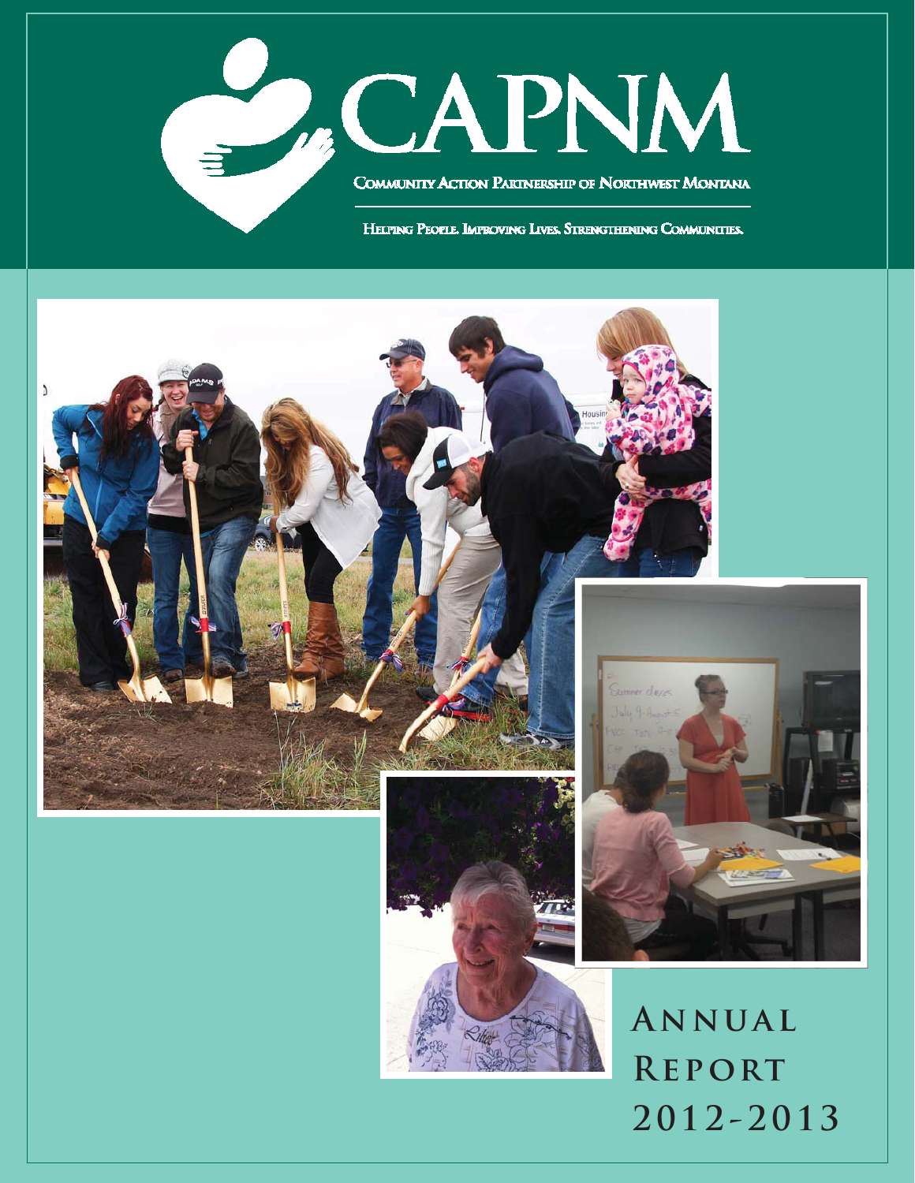# CAPNM

Community Action Partnership of Northwest Montana

Helping People. Improving Lives. Strengthening Communities.

# Annual Report 2012-2013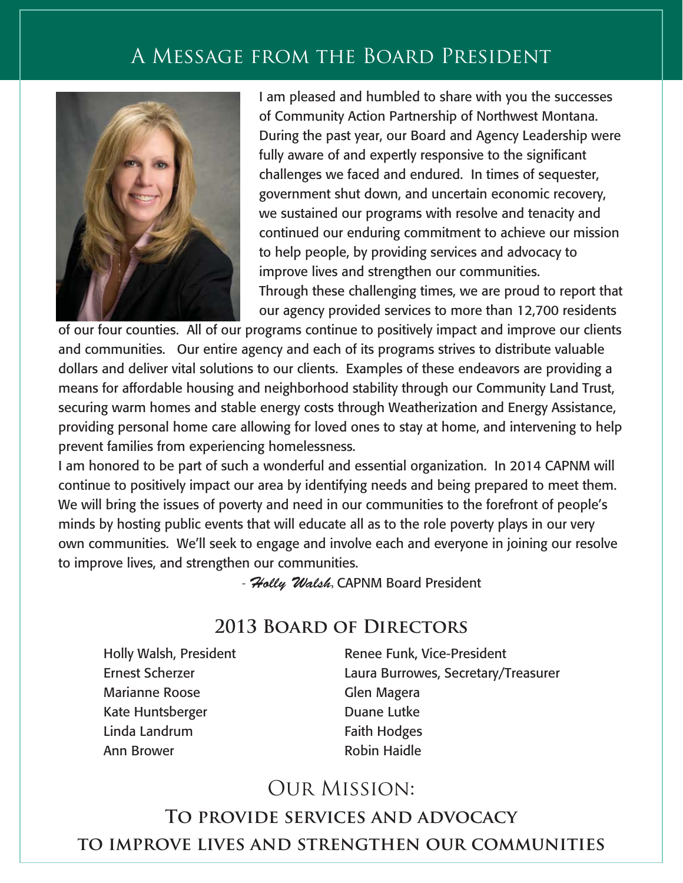# A Message from the Board President

I am pleased and humbled to share with you the successes of Community Action Partnership of Northwest Montana. During the past year, our Board and Agency Leadership were fully aware of and expertly responsive to the significant challenges we faced and endured. In times of sequester, government shut down, and uncertain economic recovery, we sustained our programs with resolve and tenacity and continued our enduring commitment to achieve our mission to help people, by providing services and advocacy to improve lives and strengthen our communities.

Through these challenging times, we are proud to report that our agency provided services to more than 12,700 residents of our four counties. All of our programs continue to positively impact and improve our clients and communities. Our entire agency and each of its programs strives to distribute valuable dollars and deliver vital solutions to our clients. Examples of these endeavors are providing a means for affordable housing and neighborhood stability through our Community Land Trust, securing warm homes and stable energy costs through Weatherization and Energy Assistance, providing personal home care allowing for loved ones to stay at home, and intervening to help prevent families from experiencing homelessness.

I am honored to be part of such a wonderful and essential organization. In 2014 CAPNM will continue to positively impact our area by identifying needs and being prepared to meet them. We will bring the issues of poverty and need in our communities to the forefront of people's minds by hosting public events that will educate all as to the role poverty plays in our very own communities. We'll seek to engage and involve each and everyone in joining our resolve to improve lives, and strengthen our communities.

- *Holly Walsh*, CAPNM Board President

## 2013 Board of Directors

- Holly Walsh, President
- Ernest Scherzer
- Marianne Roose
- Kate Huntsberger
- Linda Landrum
- Ann Brower
- Renee Funk, Vice-President
- Laura Burrowes, Secretary/Treasurer
- Glen Magera
- Duane Lutke
- Faith Hodges
- Robin Haidle

## Our Mission:

**To provide services and advocacy to improve lives and strengthen our communities**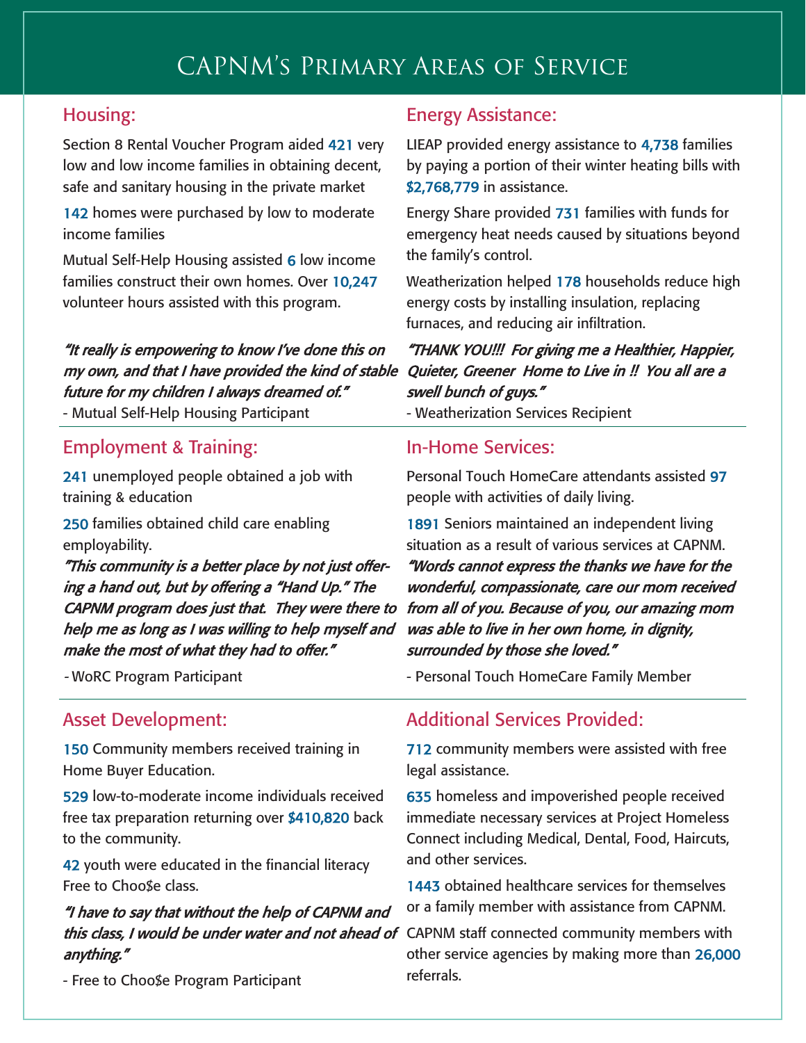# CAPNM's Primary Areas of Service

## Housing:

Section 8 Rental Voucher Program aided **421** very low and low income families in obtaining decent, safe and sanitary housing in the private market

**142** homes were purchased by low to moderate income families

Mutual Self-Help Housing assisted **6** low income families construct their own homes. Over **10,247** volunteer hours assisted with this program.

***"It really is empowering to know I've done this on my own, and that I have provided the kind of stable future for my children I always dreamed of."***

- Mutual Self-Help Housing Participant

## Energy Assistance:

LIEAP provided energy assistance to **4,738** families by paying a portion of their winter heating bills with **$2,768,779** in assistance.

Energy Share provided **731** families with funds for emergency heat needs caused by situations beyond the family's control.

Weatherization helped **178** households reduce high energy costs by installing insulation, replacing furnaces, and reducing air infiltration.

***"THANK YOU!!! For giving me a Healthier, Happier, Quieter, Greener Home to Live in !! You all are a swell bunch of guys."***

- Weatherization Services Recipient

## Employment & Training:

**241** unemployed people obtained a job with training & education

**250** families obtained child care enabling employability.

***"This community is a better place by not just offering a hand out, but by offering a "Hand Up." The CAPNM program does just that. They were there to help me as long as I was willing to help myself and make the most of what they had to offer."***

- WoRC Program Participant

## In-Home Services:

Personal Touch HomeCare attendants assisted **97** people with activities of daily living.

**1891** Seniors maintained an independent living situation as a result of various services at CAPNM.

***"Words cannot express the thanks we have for the wonderful, compassionate, care our mom received from all of you. Because of you, our amazing mom was able to live in her own home, in dignity, surrounded by those she loved."***

- Personal Touch HomeCare Family Member

## Asset Development:

**150** Community members received training in Home Buyer Education.

**529** low-to-moderate income individuals received free tax preparation returning over **$410,820** back to the community.

**42** youth were educated in the financial literacy Free to Choo$e class.

***"I have to say that without the help of CAPNM and this class, I would be under water and not ahead of anything."***

- Free to Choo$e Program Participant

## Additional Services Provided:

**712** community members were assisted with free legal assistance.

**635** homeless and impoverished people received immediate necessary services at Project Homeless Connect including Medical, Dental, Food, Haircuts, and other services.

**1443** obtained healthcare services for themselves or a family member with assistance from CAPNM.

CAPNM staff connected community members with other service agencies by making more than **26,000** referrals.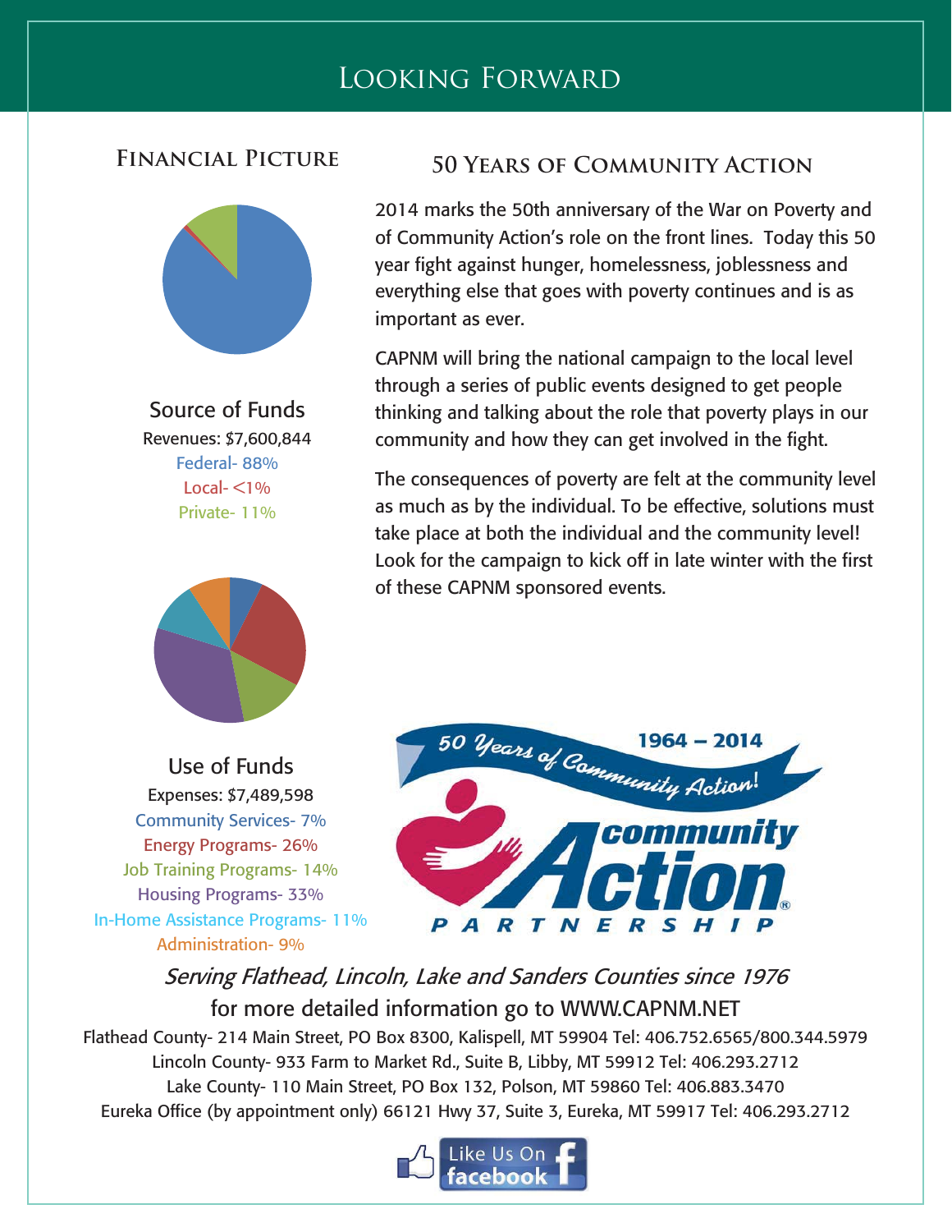# Looking Forward

## Financial Picture

Source of Funds

Revenues: $7,600,844

Federal- 88%

Local- <1%

Private- 11%

Use of Funds

Expenses: $7,489,598

Community Services- 7%

Energy Programs- 26%

Job Training Programs- 14%

Housing Programs- 33%

In-Home Assistance Programs- 11%

Administration- 9%

## 50 Years of Community Action

2014 marks the 50th anniversary of the War on Poverty and of Community Action's role on the front lines. Today this 50 year fight against hunger, homelessness, joblessness and everything else that goes with poverty continues and is as important as ever.

CAPNM will bring the national campaign to the local level through a series of public events designed to get people thinking and talking about the role that poverty plays in our community and how they can get involved in the fight.

The consequences of poverty are felt at the community level as much as by the individual. To be effective, solutions must take place at both the individual and the community level! Look for the campaign to kick off in late winter with the first of these CAPNM sponsored events.

50 Years of Community Action! 1964 – 2014

community Action® PARTNERSHIP

*Serving Flathead, Lincoln, Lake and Sanders Counties since 1976*

for more detailed information go to WWW.CAPNM.NET

Flathead County- 214 Main Street, PO Box 8300, Kalispell, MT 59904 Tel: 406.752.6565/800.344.5979

Lincoln County- 933 Farm to Market Rd., Suite B, Libby, MT 59912 Tel: 406.293.2712

Lake County- 110 Main Street, PO Box 132, Polson, MT 59860 Tel: 406.883.3470

Eureka Office (by appointment only) 66121 Hwy 37, Suite 3, Eureka, MT 59917 Tel: 406.293.2712

Like Us On facebook